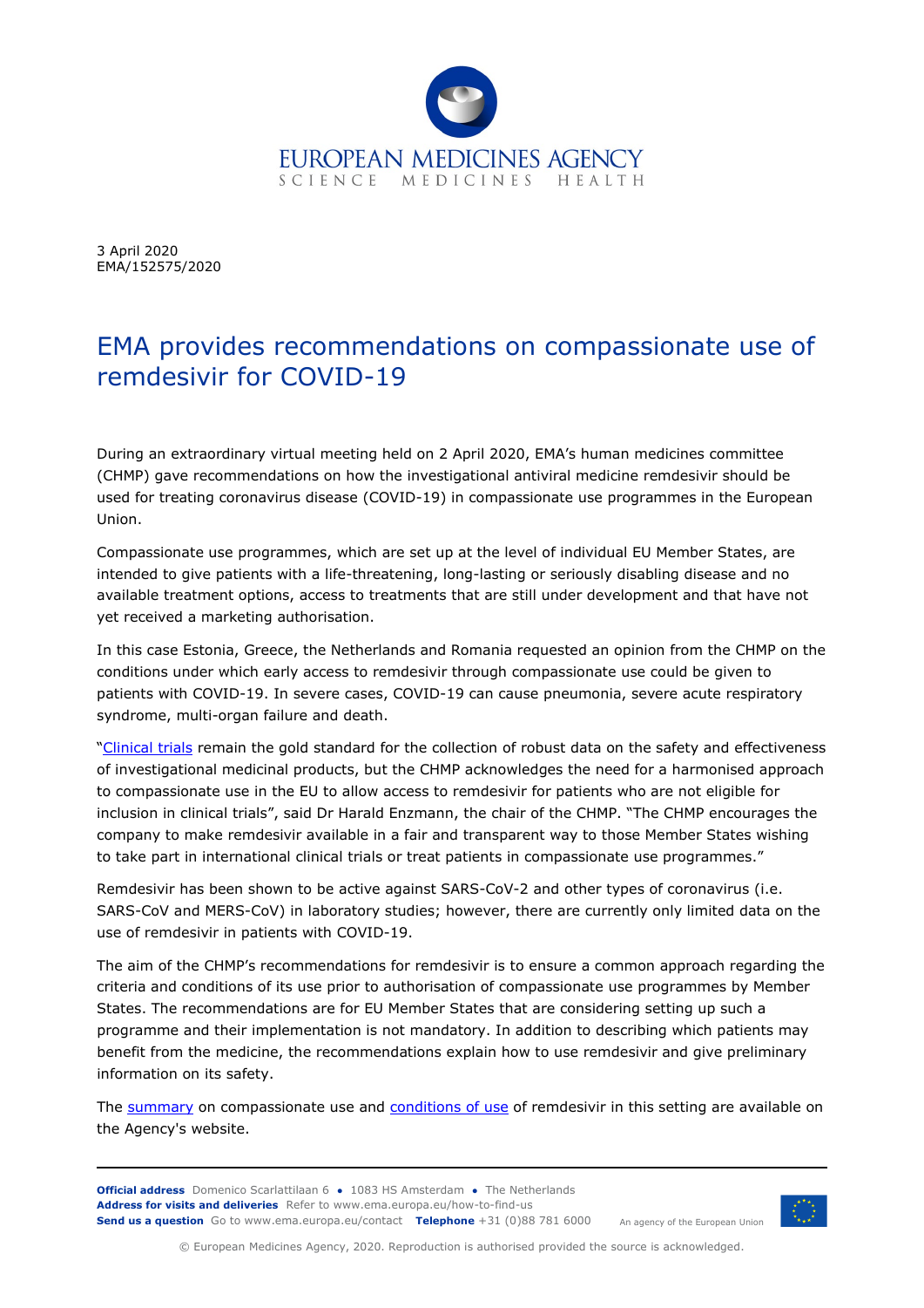EUROPEAN MEDICINES AGENCY
SCIENCE MEDICINES HEALTH

3 April 2020
EMA/152575/2020

# EMA provides recommendations on compassionate use of remdesivir for COVID-19

During an extraordinary virtual meeting held on 2 April 2020, EMA's human medicines committee (CHMP) gave recommendations on how the investigational antiviral medicine remdesivir should be used for treating coronavirus disease (COVID-19) in compassionate use programmes in the European Union.

Compassionate use programmes, which are set up at the level of individual EU Member States, are intended to give patients with a life-threatening, long-lasting or seriously disabling disease and no available treatment options, access to treatments that are still under development and that have not yet received a marketing authorisation.

In this case Estonia, Greece, the Netherlands and Romania requested an opinion from the CHMP on the conditions under which early access to remdesivir through compassionate use could be given to patients with COVID-19. In severe cases, COVID-19 can cause pneumonia, severe acute respiratory syndrome, multi-organ failure and death.

"Clinical trials remain the gold standard for the collection of robust data on the safety and effectiveness of investigational medicinal products, but the CHMP acknowledges the need for a harmonised approach to compassionate use in the EU to allow access to remdesivir for patients who are not eligible for inclusion in clinical trials", said Dr Harald Enzmann, the chair of the CHMP. "The CHMP encourages the company to make remdesivir available in a fair and transparent way to those Member States wishing to take part in international clinical trials or treat patients in compassionate use programmes."

Remdesivir has been shown to be active against SARS-CoV-2 and other types of coronavirus (i.e. SARS-CoV and MERS-CoV) in laboratory studies; however, there are currently only limited data on the use of remdesivir in patients with COVID-19.

The aim of the CHMP's recommendations for remdesivir is to ensure a common approach regarding the criteria and conditions of its use prior to authorisation of compassionate use programmes by Member States. The recommendations are for EU Member States that are considering setting up such a programme and their implementation is not mandatory. In addition to describing which patients may benefit from the medicine, the recommendations explain how to use remdesivir and give preliminary information on its safety.

The summary on compassionate use and conditions of use of remdesivir in this setting are available on the Agency's website.

**Official address** Domenico Scarlattilaan 6 ● 1083 HS Amsterdam ● The Netherlands
**Address for visits and deliveries** Refer to www.ema.europa.eu/how-to-find-us
**Send us a question** Go to www.ema.europa.eu/contact **Telephone** +31 (0)88 781 6000

An agency of the European Union

© European Medicines Agency, 2020. Reproduction is authorised provided the source is acknowledged.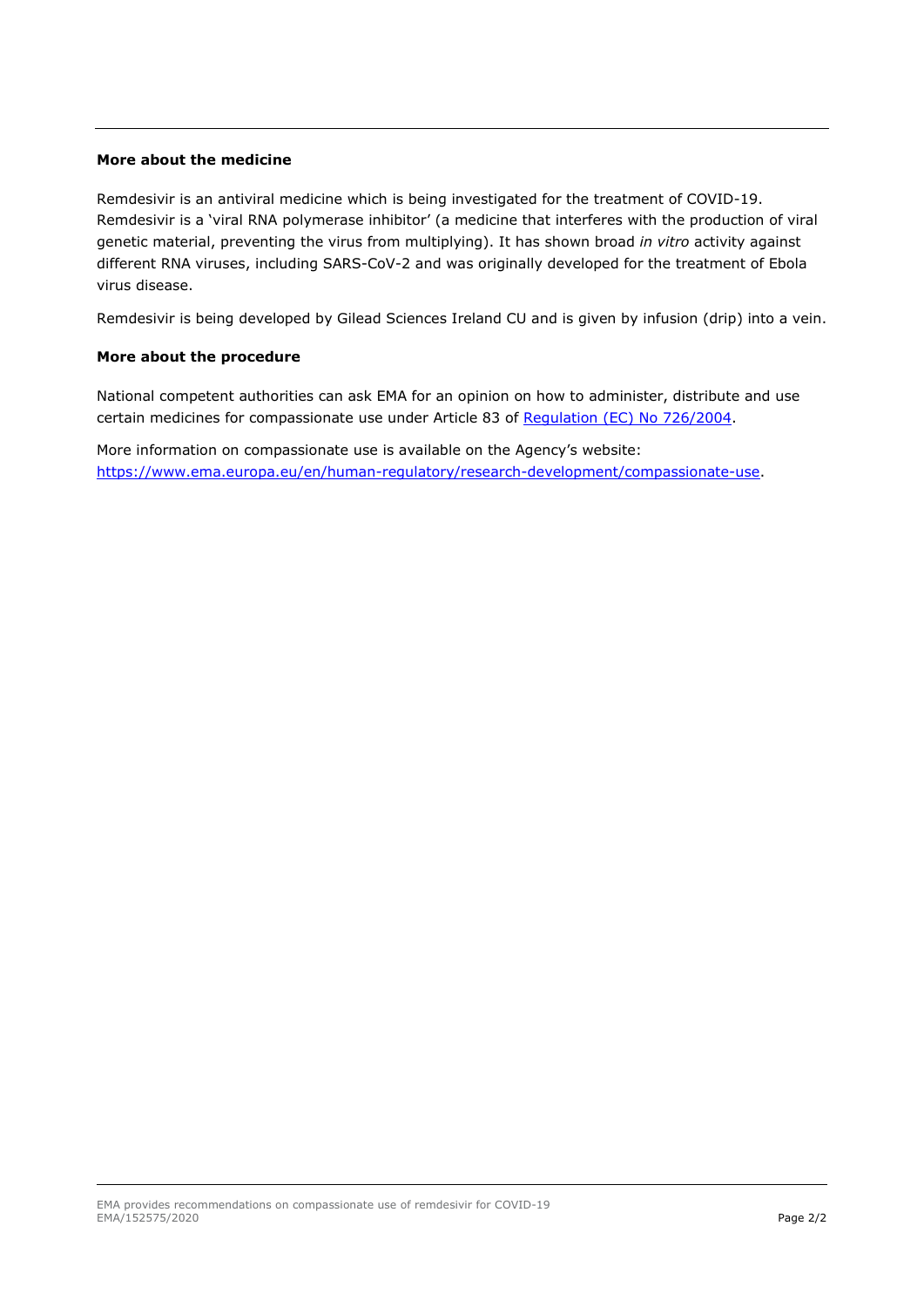**More about the medicine**

Remdesivir is an antiviral medicine which is being investigated for the treatment of COVID-19. Remdesivir is a 'viral RNA polymerase inhibitor' (a medicine that interferes with the production of viral genetic material, preventing the virus from multiplying). It has shown broad *in vitro* activity against different RNA viruses, including SARS-CoV-2 and was originally developed for the treatment of Ebola virus disease.

Remdesivir is being developed by Gilead Sciences Ireland CU and is given by infusion (drip) into a vein.

**More about the procedure**

National competent authorities can ask EMA for an opinion on how to administer, distribute and use certain medicines for compassionate use under Article 83 of [Regulation (EC) No 726/2004](https://eur-lex.europa.eu/legal-content/EN/ALL/?uri=CELEX:32004R0726).

More information on compassionate use is available on the Agency's website: [https://www.ema.europa.eu/en/human-regulatory/research-development/compassionate-use](https://www.ema.europa.eu/en/human-regulatory/research-development/compassionate-use).